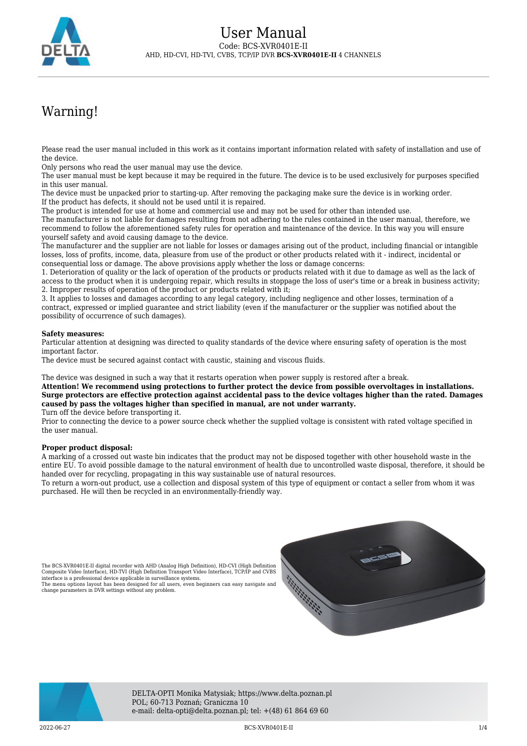# User Manual

Code: BCS-XVR0401E-II

AHD, HD-CVI, HD-TVI, CVBS, TCP/IP DVR **BCS-XVR0401E-II** 4 CHANNELS

## Warning!

Please read the user manual included in this work as it contains important information related with safety of installation and use of the device.
Only persons who read the user manual may use the device.
The user manual must be kept because it may be required in the future. The device is to be used exclusively for purposes specified in this user manual.
The device must be unpacked prior to starting-up. After removing the packaging make sure the device is in working order.
If the product has defects, it should not be used until it is repaired.
The product is intended for use at home and commercial use and may not be used for other than intended use.
The manufacturer is not liable for damages resulting from not adhering to the rules contained in the user manual, therefore, we recommend to follow the aforementioned safety rules for operation and maintenance of the device. In this way you will ensure yourself safety and avoid causing damage to the device.
The manufacturer and the supplier are not liable for losses or damages arising out of the product, including financial or intangible losses, loss of profits, income, data, pleasure from use of the product or other products related with it - indirect, incidental or consequential loss or damage. The above provisions apply whether the loss or damage concerns:
1. Deterioration of quality or the lack of operation of the products or products related with it due to damage as well as the lack of access to the product when it is undergoing repair, which results in stoppage the loss of user's time or a break in business activity;
2. Improper results of operation of the product or products related with it;
3. It applies to losses and damages according to any legal category, including negligence and other losses, termination of a contract, expressed or implied guarantee and strict liability (even if the manufacturer or the supplier was notified about the possibility of occurrence of such damages).

**Safety measures:**
Particular attention at designing was directed to quality standards of the device where ensuring safety of operation is the most important factor.
The device must be secured against contact with caustic, staining and viscous fluids.

The device was designed in such a way that it restarts operation when power supply is restored after a break.
**Attention! We recommend using protections to further protect the device from possible overvoltages in installations. Surge protectors are effective protection against accidental pass to the device voltages higher than the rated. Damages caused by pass the voltages higher than specified in manual, are not under warranty.**
Turn off the device before transporting it.
Prior to connecting the device to a power source check whether the supplied voltage is consistent with rated voltage specified in the user manual.

**Proper product disposal:**
A marking of a crossed out waste bin indicates that the product may not be disposed together with other household waste in the entire EU. To avoid possible damage to the natural environment of health due to uncontrolled waste disposal, therefore, it should be handed over for recycling, propagating in this way sustainable use of natural resources.
To return a worn-out product, use a collection and disposal system of this type of equipment or contact a seller from whom it was purchased. He will then be recycled in an environmentally-friendly way.

The BCS-XVR0401E-II digital recorder with AHD (Analog High Definition), HD-CVI (High Definition Composite Video Interface), HD-TVI (High Definition Transport Video Interface), TCP/IP and CVBS interface is a professional device applicable in surveillance systems.
The menu options layout has been designed for all users, even beginners can easy navigate and change parameters in DVR settings without any problem.

DELTA-OPTI Monika Matysiak; https://www.delta.poznan.pl
POL; 60-713 Poznań; Graniczna 10
e-mail: delta-opti@delta.poznan.pl; tel: +(48) 61 864 69 60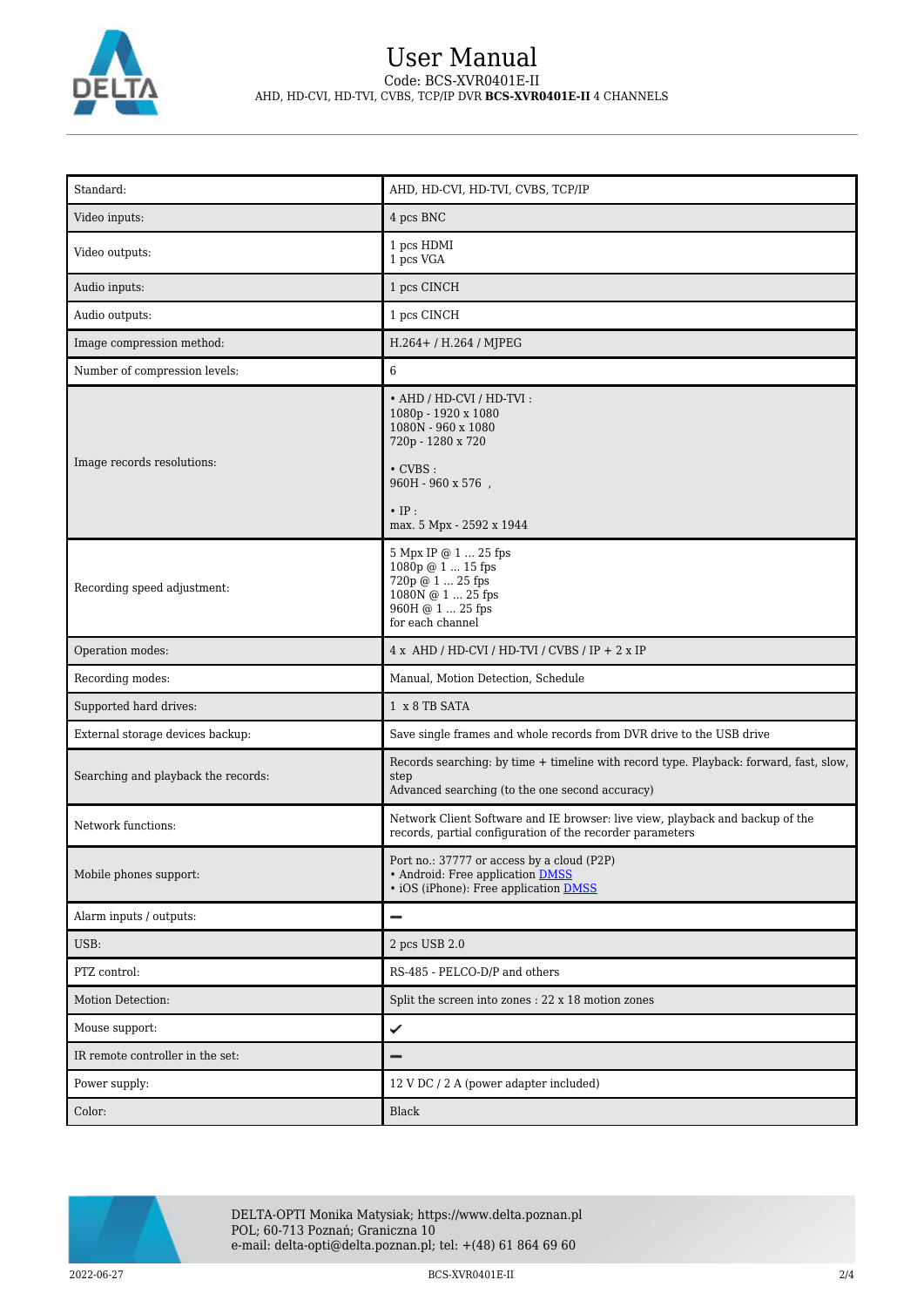# User Manual

Code: BCS-XVR0401E-II

AHD, HD-CVI, HD-TVI, CVBS, TCP/IP DVR **BCS-XVR0401E-II** 4 CHANNELS

| Standard: | AHD, HD-CVI, HD-TVI, CVBS, TCP/IP |
|---|---|
| Video inputs: | 4 pcs BNC |
| Video outputs: | 1 pcs HDMI<br>1 pcs VGA |
| Audio inputs: | 1 pcs CINCH |
| Audio outputs: | 1 pcs CINCH |
| Image compression method: | H.264+ / H.264 / MJPEG |
| Number of compression levels: | 6 |
| Image records resolutions: | • AHD / HD-CVI / HD-TVI :<br>1080p - 1920 x 1080<br>1080N - 960 x 1080<br>720p - 1280 x 720<br><br>• CVBS :<br>960H - 960 x 576 ,<br><br>• IP :<br>max. 5 Mpx - 2592 x 1944 |
| Recording speed adjustment: | 5 Mpx IP @ 1 ... 25 fps<br>1080p @ 1 ... 15 fps<br>720p @ 1 ... 25 fps<br>1080N @ 1 ... 25 fps<br>960H @ 1 ... 25 fps<br>for each channel |
| Operation modes: | 4 x AHD / HD-CVI / HD-TVI / CVBS / IP + 2 x IP |
| Recording modes: | Manual, Motion Detection, Schedule |
| Supported hard drives: | 1 x 8 TB SATA |
| External storage devices backup: | Save single frames and whole records from DVR drive to the USB drive |
| Searching and playback the records: | Records searching: by time + timeline with record type. Playback: forward, fast, slow, step<br>Advanced searching (to the one second accuracy) |
| Network functions: | Network Client Software and IE browser: live view, playback and backup of the records, partial configuration of the recorder parameters |
| Mobile phones support: | Port no.: 37777 or access by a cloud (P2P)<br>• Android: Free application DMSS<br>• iOS (iPhone): Free application DMSS |
| Alarm inputs / outputs: | – |
| USB: | 2 pcs USB 2.0 |
| PTZ control: | RS-485 - PELCO-D/P and others |
| Motion Detection: | Split the screen into zones : 22 x 18 motion zones |
| Mouse support: | ✓ |
| IR remote controller in the set: | – |
| Power supply: | 12 V DC / 2 A (power adapter included) |
| Color: | Black |

DELTA-OPTI Monika Matysiak; https://www.delta.poznan.pl
POL; 60-713 Poznań; Graniczna 10
e-mail: delta-opti@delta.poznan.pl; tel: +(48) 61 864 69 60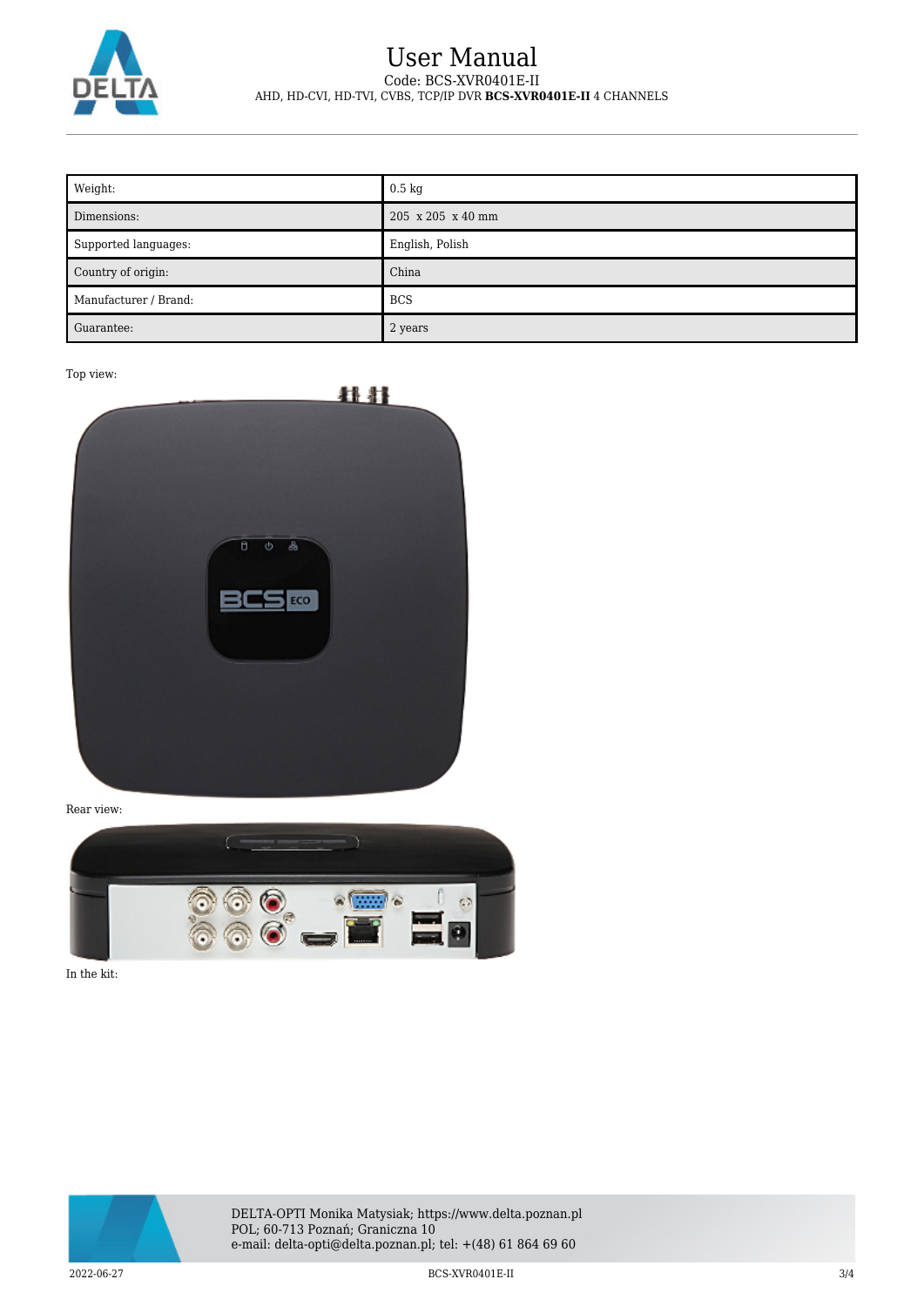| Weight: | 0.5 kg |
| --- | --- |
| Dimensions: | 205 x 205 x 40 mm |
| Supported languages: | English, Polish |
| Country of origin: | China |
| Manufacturer / Brand: | BCS |
| Guarantee: | 2 years |

Top view:

Rear view:

In the kit: